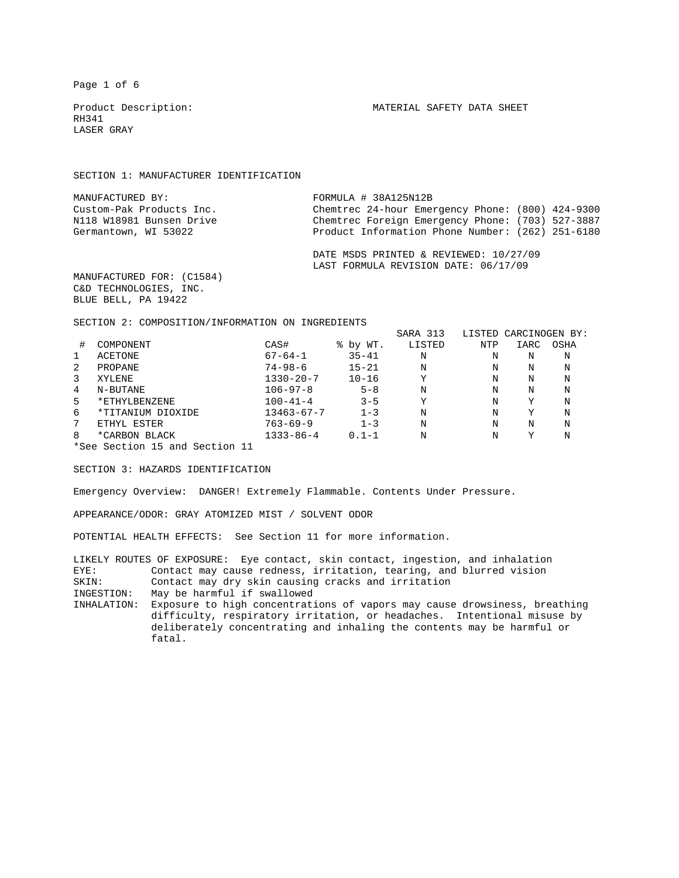Product Description:
RH341
LASER GRAY

MATERIAL SAFETY DATA SHEET

## SECTION 1: MANUFACTURER IDENTIFICATION

MANUFACTURED BY:
Custom-Pak Products Inc.
N118 W18981 Bunsen Drive
Germantown, WI 53022

FORMULA # 38A125N12B
Chemtrec 24-hour Emergency Phone: (800) 424-9300
Chemtrec Foreign Emergency Phone: (703) 527-3887
Product Information Phone Number: (262) 251-6180

DATE MSDS PRINTED & REVIEWED: 10/27/09
LAST FORMULA REVISION DATE: 06/17/09

MANUFACTURED FOR: (C1584)
C&D TECHNOLOGIES, INC.
BLUE BELL, PA 19422

## SECTION 2: COMPOSITION/INFORMATION ON INGREDIENTS

| # | COMPONENT | CAS# | % by WT. | SARA 313 LISTED | LISTED CARCINOGEN BY: NTP | IARC | OSHA |
|---|---|---|---|---|---|---|---|
| 1 | ACETONE | 67-64-1 | 35-41 | N | N | N | N |
| 2 | PROPANE | 74-98-6 | 15-21 | N | N | N | N |
| 3 | XYLENE | 1330-20-7 | 10-16 | Y | N | N | N |
| 4 | N-BUTANE | 106-97-8 | 5-8 | N | N | N | N |
| 5 | *ETHYLBENZENE | 100-41-4 | 3-5 | Y | N | Y | N |
| 6 | *TITANIUM DIOXIDE | 13463-67-7 | 1-3 | N | N | Y | N |
| 7 | ETHYL ESTER | 763-69-9 | 1-3 | N | N | N | N |
| 8 | *CARBON BLACK | 1333-86-4 | 0.1-1 | N | N | Y | N |

*See Section 15 and Section 11

## SECTION 3: HAZARDS IDENTIFICATION

Emergency Overview: DANGER! Extremely Flammable. Contents Under Pressure.

APPEARANCE/ODOR: GRAY ATOMIZED MIST / SOLVENT ODOR

POTENTIAL HEALTH EFFECTS: See Section 11 for more information.

LIKELY ROUTES OF EXPOSURE: Eye contact, skin contact, ingestion, and inhalation

- EYE: Contact may cause redness, irritation, tearing, and blurred vision
- SKIN: Contact may dry skin causing cracks and irritation
- INGESTION: May be harmful if swallowed
- INHALATION: Exposure to high concentrations of vapors may cause drowsiness, breathing difficulty, respiratory irritation, or headaches. Intentional misuse by deliberately concentrating and inhaling the contents may be harmful or fatal.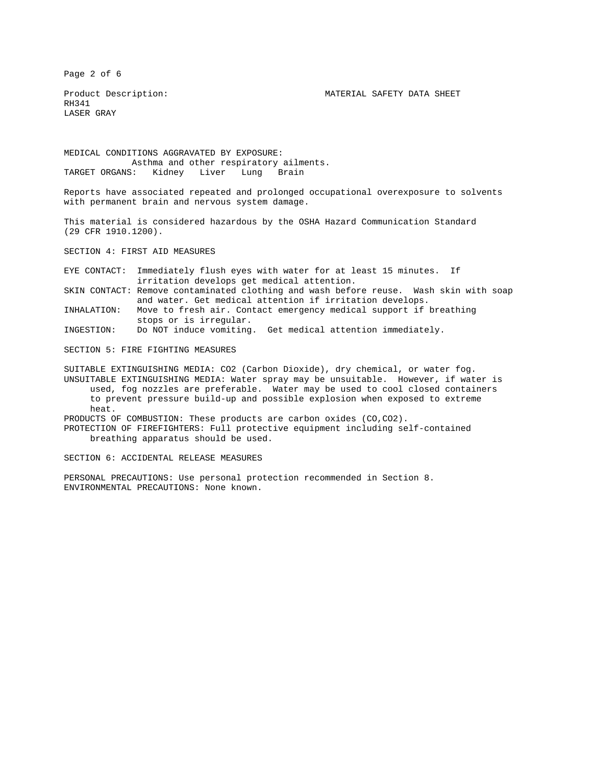Product Description: RH341 LASER GRAY

MATERIAL SAFETY DATA SHEET

MEDICAL CONDITIONS AGGRAVATED BY EXPOSURE:
Asthma and other respiratory ailments.

TARGET ORGANS: Kidney Liver Lung Brain

Reports have associated repeated and prolonged occupational overexposure to solvents with permanent brain and nervous system damage.

This material is considered hazardous by the OSHA Hazard Communication Standard (29 CFR 1910.1200).

## SECTION 4: FIRST AID MEASURES

EYE CONTACT: Immediately flush eyes with water for at least 15 minutes. If irritation develops get medical attention.

SKIN CONTACT: Remove contaminated clothing and wash before reuse. Wash skin with soap and water. Get medical attention if irritation develops.

INHALATION: Move to fresh air. Contact emergency medical support if breathing stops or is irregular.

INGESTION: Do NOT induce vomiting. Get medical attention immediately.

## SECTION 5: FIRE FIGHTING MEASURES

SUITABLE EXTINGUISHING MEDIA: $CO_2$ (Carbon Dioxide), dry chemical, or water fog.

UNSUITABLE EXTINGUISHING MEDIA: Water spray may be unsuitable. However, if water is used, fog nozzles are preferable. Water may be used to cool closed containers to prevent pressure build-up and possible explosion when exposed to extreme heat.

PRODUCTS OF COMBUSTION: These products are carbon oxides ($CO$, $CO_2$).

PROTECTION OF FIREFIGHTERS: Full protective equipment including self-contained breathing apparatus should be used.

## SECTION 6: ACCIDENTAL RELEASE MEASURES

PERSONAL PRECAUTIONS: Use personal protection recommended in Section 8.

ENVIRONMENTAL PRECAUTIONS: None known.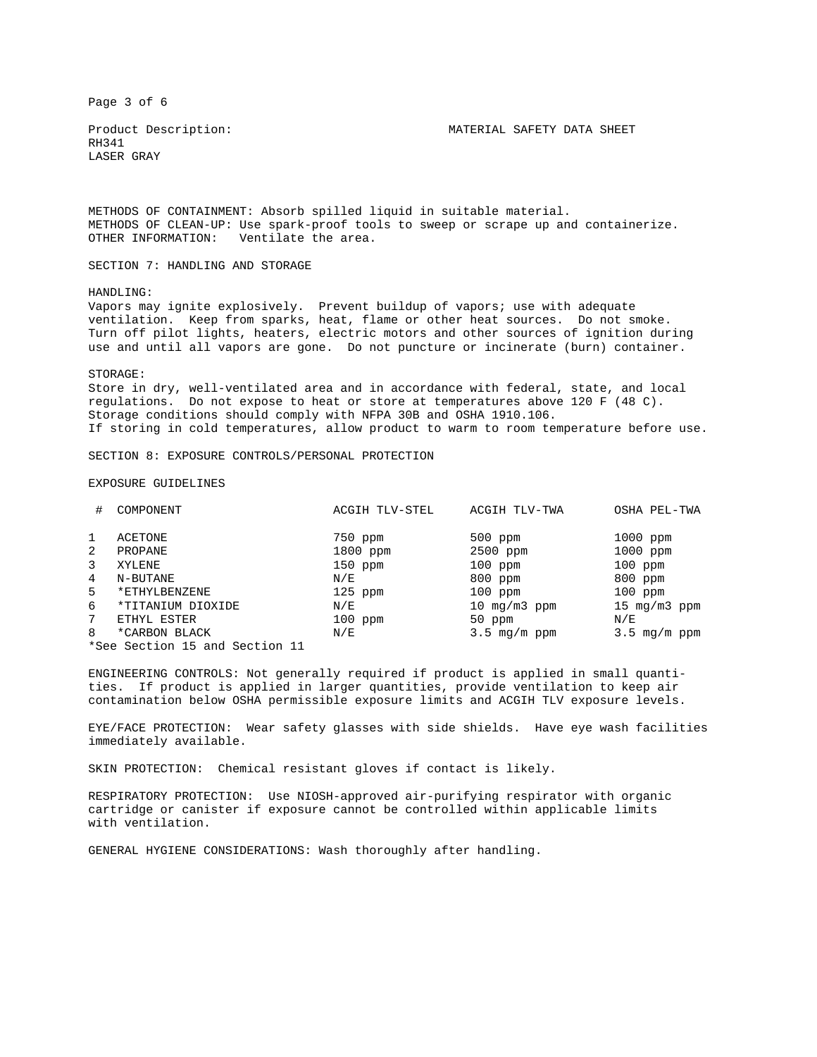Product Description: MATERIAL SAFETY DATA SHEET
RH341
LASER GRAY

METHODS OF CONTAINMENT: Absorb spilled liquid in suitable material.
METHODS OF CLEAN-UP: Use spark-proof tools to sweep or scrape up and containerize.
OTHER INFORMATION: Ventilate the area.

## SECTION 7: HANDLING AND STORAGE

HANDLING:
Vapors may ignite explosively. Prevent buildup of vapors; use with adequate ventilation. Keep from sparks, heat, flame or other heat sources. Do not smoke. Turn off pilot lights, heaters, electric motors and other sources of ignition during use and until all vapors are gone. Do not puncture or incinerate (burn) container.

STORAGE:
Store in dry, well-ventilated area and in accordance with federal, state, and local regulations. Do not expose to heat or store at temperatures above 120 F (48 C). Storage conditions should comply with NFPA 30B and OSHA 1910.106.
If storing in cold temperatures, allow product to warm to room temperature before use.

## SECTION 8: EXPOSURE CONTROLS/PERSONAL PROTECTION

EXPOSURE GUIDELINES

| # | COMPONENT | ACGIH TLV-STEL | ACGIH TLV-TWA | OSHA PEL-TWA |
|---|---|---|---|---|
| 1 | ACETONE | 750 ppm | 500 ppm | 1000 ppm |
| 2 | PROPANE | 1800 ppm | 2500 ppm | 1000 ppm |
| 3 | XYLENE | 150 ppm | 100 ppm | 100 ppm |
| 4 | N-BUTANE | N/E | 800 ppm | 800 ppm |
| 5 | *ETHYLBENZENE | 125 ppm | 100 ppm | 100 ppm |
| 6 | *TITANIUM DIOXIDE | N/E | 10 mg/m3 ppm | 15 mg/m3 ppm |
| 7 | ETHYL ESTER | 100 ppm | 50 ppm | N/E |
| 8 | *CARBON BLACK | N/E | 3.5 mg/m ppm | 3.5 mg/m ppm |

*See Section 15 and Section 11

ENGINEERING CONTROLS: Not generally required if product is applied in small quantities. If product is applied in larger quantities, provide ventilation to keep air contamination below OSHA permissible exposure limits and ACGIH TLV exposure levels.

EYE/FACE PROTECTION: Wear safety glasses with side shields. Have eye wash facilities immediately available.

SKIN PROTECTION: Chemical resistant gloves if contact is likely.

RESPIRATORY PROTECTION: Use NIOSH-approved air-purifying respirator with organic cartridge or canister if exposure cannot be controlled within applicable limits with ventilation.

GENERAL HYGIENE CONSIDERATIONS: Wash thoroughly after handling.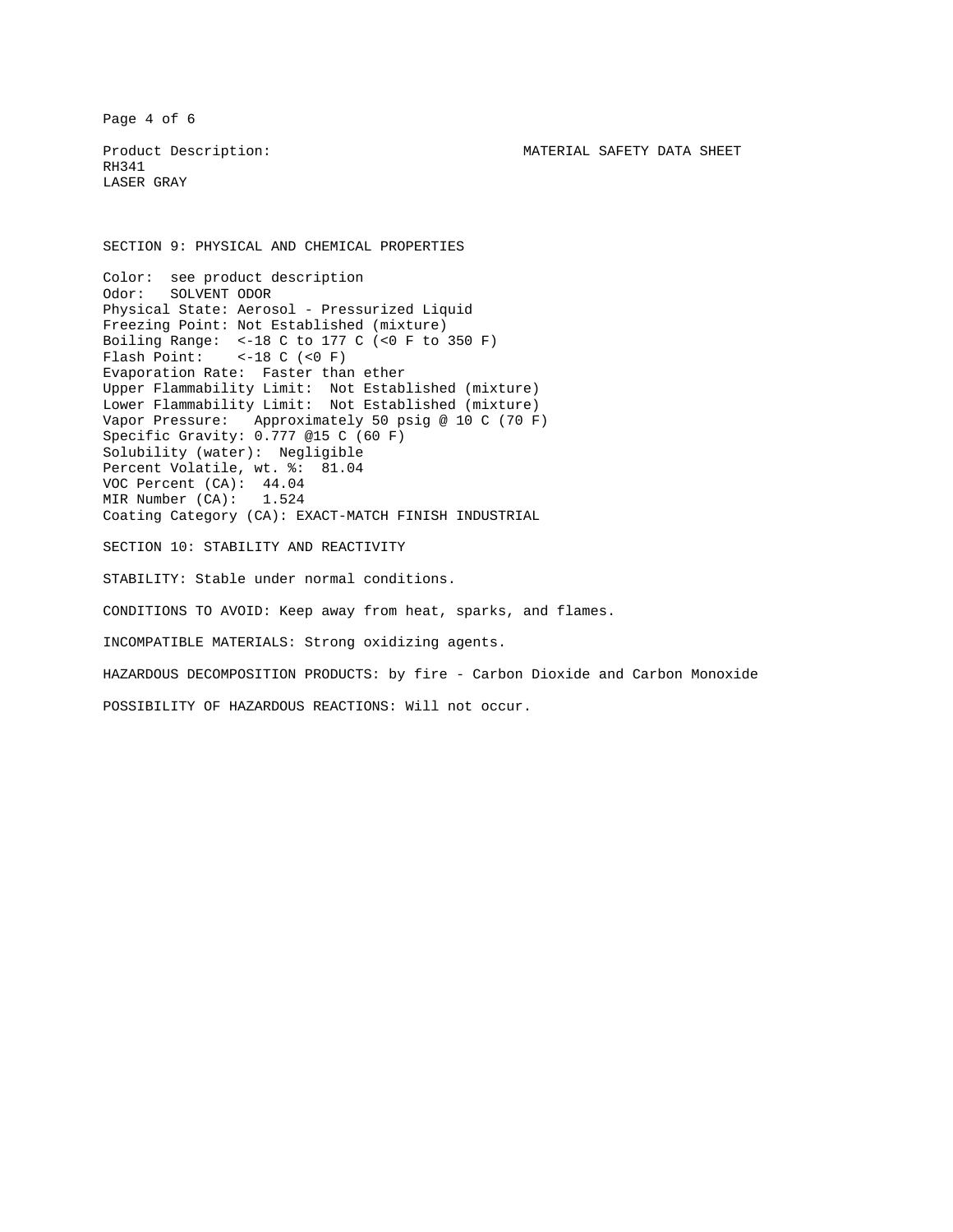Product Description: RH341 LASER GRAY

MATERIAL SAFETY DATA SHEET

## SECTION 9: PHYSICAL AND CHEMICAL PROPERTIES

Color: see product description
Odor: SOLVENT ODOR
Physical State: Aerosol - Pressurized Liquid
Freezing Point: Not Established (mixture)
Boiling Range: <-18 C to 177 C (<0 F to 350 F)
Flash Point: <-18 C (<0 F)
Evaporation Rate: Faster than ether
Upper Flammability Limit: Not Established (mixture)
Lower Flammability Limit: Not Established (mixture)
Vapor Pressure: Approximately 50 psig @ 10 C (70 F)
Specific Gravity: 0.777 @15 C (60 F)
Solubility (water): Negligible
Percent Volatile, wt. %: 81.04
VOC Percent (CA): 44.04
MIR Number (CA): 1.524
Coating Category (CA): EXACT-MATCH FINISH INDUSTRIAL

## SECTION 10: STABILITY AND REACTIVITY

STABILITY: Stable under normal conditions.

CONDITIONS TO AVOID: Keep away from heat, sparks, and flames.

INCOMPATIBLE MATERIALS: Strong oxidizing agents.

HAZARDOUS DECOMPOSITION PRODUCTS: by fire - Carbon Dioxide and Carbon Monoxide

POSSIBILITY OF HAZARDOUS REACTIONS: Will not occur.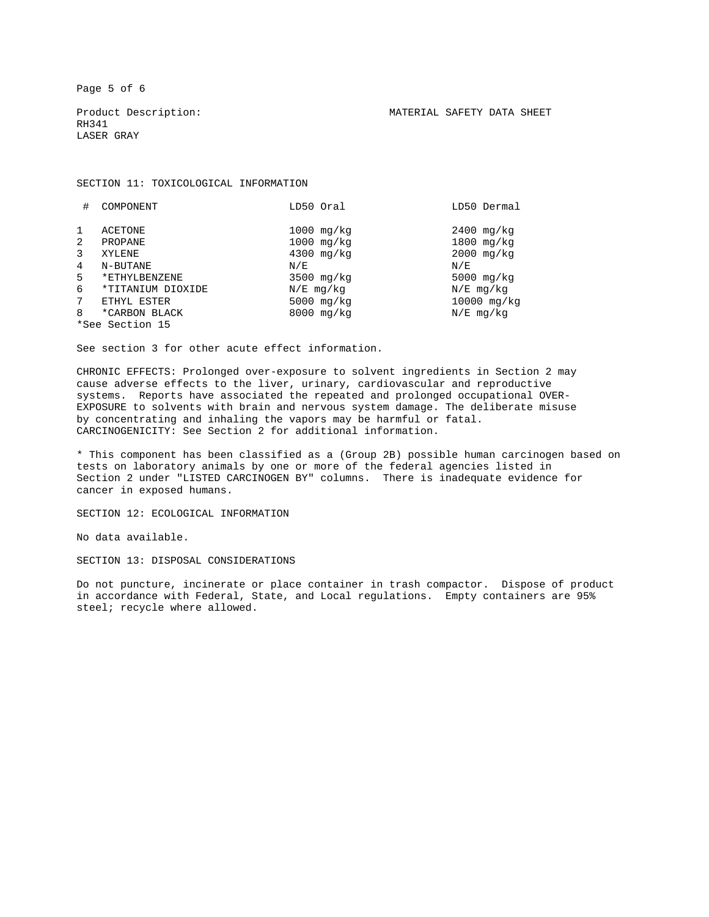Product Description:
RH341
LASER GRAY

MATERIAL SAFETY DATA SHEET

## SECTION 11: TOXICOLOGICAL INFORMATION

| # | COMPONENT | LD50 Oral | LD50 Dermal |
|---|---|---|---|
| 1 | ACETONE | 1000 mg/kg | 2400 mg/kg |
| 2 | PROPANE | 1000 mg/kg | 1800 mg/kg |
| 3 | XYLENE | 4300 mg/kg | 2000 mg/kg |
| 4 | N-BUTANE | N/E | N/E |
| 5 | *ETHYLBENZENE | 3500 mg/kg | 5000 mg/kg |
| 6 | *TITANIUM DIOXIDE | N/E mg/kg | N/E mg/kg |
| 7 | ETHYL ESTER | 5000 mg/kg | 10000 mg/kg |
| 8 | *CARBON BLACK | 8000 mg/kg | N/E mg/kg |

*See Section 15

See section 3 for other acute effect information.

CHRONIC EFFECTS: Prolonged over-exposure to solvent ingredients in Section 2 may cause adverse effects to the liver, urinary, cardiovascular and reproductive systems. Reports have associated the repeated and prolonged occupational OVER-EXPOSURE to solvents with brain and nervous system damage. The deliberate misuse by concentrating and inhaling the vapors may be harmful or fatal.
CARCINOGENICITY: See Section 2 for additional information.

* This component has been classified as a (Group 2B) possible human carcinogen based on tests on laboratory animals by one or more of the federal agencies listed in Section 2 under "LISTED CARCINOGEN BY" columns. There is inadequate evidence for cancer in exposed humans.

## SECTION 12: ECOLOGICAL INFORMATION

No data available.

## SECTION 13: DISPOSAL CONSIDERATIONS

Do not puncture, incinerate or place container in trash compactor. Dispose of product in accordance with Federal, State, and Local regulations. Empty containers are 95% steel; recycle where allowed.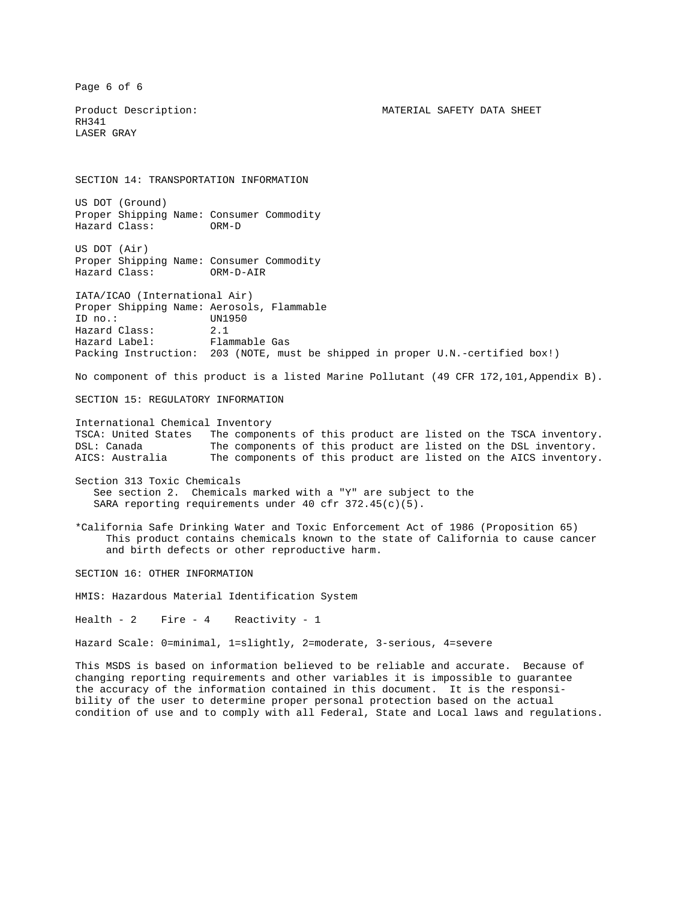Product Description: RH341 LASER GRAY

MATERIAL SAFETY DATA SHEET

## SECTION 14: TRANSPORTATION INFORMATION

US DOT (Ground)
Proper Shipping Name: Consumer Commodity
Hazard Class: ORM-D

US DOT (Air)
Proper Shipping Name: Consumer Commodity
Hazard Class: ORM-D-AIR

IATA/ICAO (International Air)
Proper Shipping Name: Aerosols, Flammable
ID no.: UN1950
Hazard Class: 2.1
Hazard Label: Flammable Gas
Packing Instruction: 203 (NOTE, must be shipped in proper U.N.-certified box!)

No component of this product is a listed Marine Pollutant (49 CFR 172,101,Appendix B).

## SECTION 15: REGULATORY INFORMATION

International Chemical Inventory

| | |
|---|---|
| TSCA: United States | The components of this product are listed on the TSCA inventory. |
| DSL: Canada | The components of this product are listed on the DSL inventory. |
| AICS: Australia | The components of this product are listed on the AICS inventory. |

Section 313 Toxic Chemicals
See section 2. Chemicals marked with a "Y" are subject to the SARA reporting requirements under 40 cfr 372.45(c)(5).

*California Safe Drinking Water and Toxic Enforcement Act of 1986 (Proposition 65)
This product contains chemicals known to the state of California to cause cancer and birth defects or other reproductive harm.

## SECTION 16: OTHER INFORMATION

HMIS: Hazardous Material Identification System

Health - 2 Fire - 4 Reactivity - 1

Hazard Scale: 0=minimal, 1=slightly, 2=moderate, 3-serious, 4=severe

This MSDS is based on information believed to be reliable and accurate. Because of changing reporting requirements and other variables it is impossible to guarantee the accuracy of the information contained in this document. It is the responsibility of the user to determine proper personal protection based on the actual condition of use and to comply with all Federal, State and Local laws and regulations.